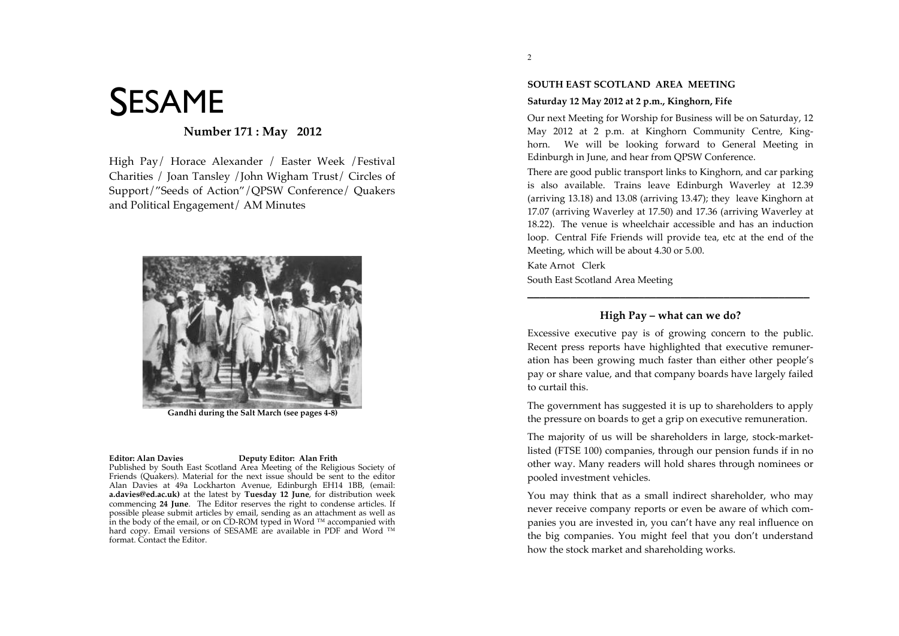# SESAME

**Number 171 : May 2012**

High Pay/ Horace Alexander / Easter Week /Festival Charities / Joan Tansley /John Wigham Trust/ Circles of Support/"Seeds of Action"/QPSW Conference/ Quakers and Political Engagement/ AM Minutes

**Gandhi during the Salt March (see pages 4-8)**

**Editor: Alan Davies** **Deputy Editor: Alan Frith**

Published by South East Scotland Area Meeting of the Religious Society of Friends (Quakers). Material for the next issue should be sent to the editor Alan Davies at 49a Lockharton Avenue, Edinburgh EH14 1BB, (email: **a.davies@ed.ac.uk)** at the latest by **Tuesday 12 June**, for distribution week commencing **24 June**. The Editor reserves the right to condense articles. If possible please submit articles by email, sending as an attachment as well as in the body of the email, or on CD-ROM typed in Word ™ accompanied with hard copy. Email versions of SESAME are available in PDF and Word ™ format. Contact the Editor.

## SOUTH EAST SCOTLAND AREA MEETING

**Saturday 12 May 2012 at 2 p.m., Kinghorn, Fife**

Our next Meeting for Worship for Business will be on Saturday, 12 May 2012 at 2 p.m. at Kinghorn Community Centre, Kinghorn. We will be looking forward to General Meeting in Edinburgh in June, and hear from QPSW Conference.

There are good public transport links to Kinghorn, and car parking is also available. Trains leave Edinburgh Waverley at 12.39 (arriving 13.18) and 13.08 (arriving 13.47); they leave Kinghorn at 17.07 (arriving Waverley at 17.50) and 17.36 (arriving Waverley at 18.22). The venue is wheelchair accessible and has an induction loop. Central Fife Friends will provide tea, etc at the end of the Meeting, which will be about 4.30 or 5.00.

Kate Arnot Clerk

South East Scotland Area Meeting

---

## High Pay – what can we do?

Excessive executive pay is of growing concern to the public. Recent press reports have highlighted that executive remuneration has been growing much faster than either other people's pay or share value, and that company boards have largely failed to curtail this.

The government has suggested it is up to shareholders to apply the pressure on boards to get a grip on executive remuneration.

The majority of us will be shareholders in large, stock-market-listed (FTSE 100) companies, through our pension funds if in no other way. Many readers will hold shares through nominees or pooled investment vehicles.

You may think that as a small indirect shareholder, who may never receive company reports or even be aware of which companies you are invested in, you can't have any real influence on the big companies. You might feel that you don't understand how the stock market and shareholding works.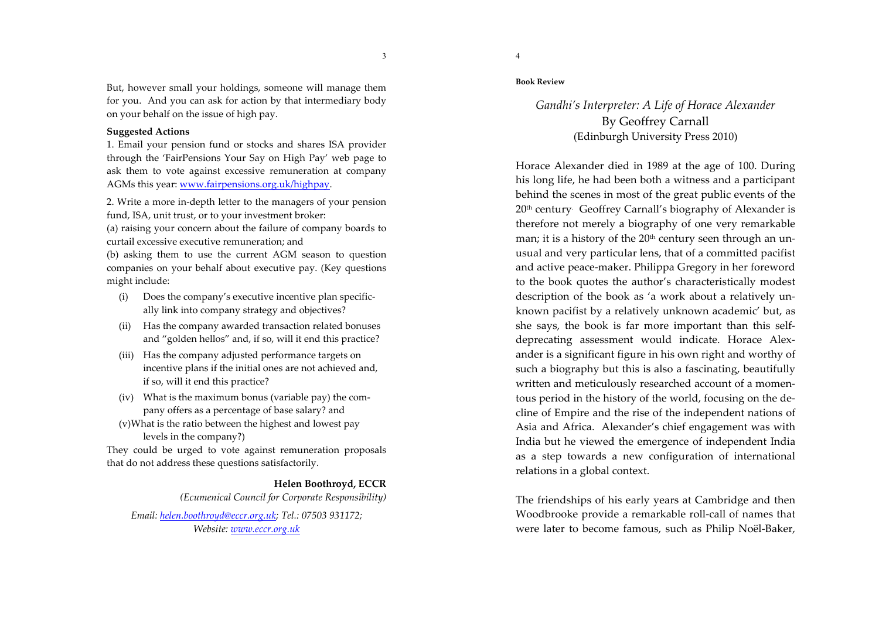But, however small your holdings, someone will manage them for you. And you can ask for action by that intermediary body on your behalf on the issue of high pay.

**Suggested Actions**

1. Email your pension fund or stocks and shares ISA provider through the 'FairPensions Your Say on High Pay' web page to ask them to vote against excessive remuneration at company AGMs this year: [www.fairpensions.org.uk/highpay](www.fairpensions.org.uk/highpay).

2. Write a more in-depth letter to the managers of your pension fund, ISA, unit trust, or to your investment broker:

(a) raising your concern about the failure of company boards to curtail excessive executive remuneration; and

(b) asking them to use the current AGM season to question companies on your behalf about executive pay. (Key questions might include:

- (i) Does the company's executive incentive plan specifically link into company strategy and objectives?
- (ii) Has the company awarded transaction related bonuses and "golden hellos" and, if so, will it end this practice?
- (iii) Has the company adjusted performance targets on incentive plans if the initial ones are not achieved and, if so, will it end this practice?
- (iv) What is the maximum bonus (variable pay) the company offers as a percentage of base salary? and
- (v) What is the ratio between the highest and lowest pay levels in the company?)

They could be urged to vote against remuneration proposals that do not address these questions satisfactorily.

**Helen Boothroyd, ECCR**

*(Ecumenical Council for Corporate Responsibility)*

*Email: [helen.boothroyd@eccr.org.uk](mailto:helen.boothroyd@eccr.org.uk); Tel.: 07503 931172; Website: [www.eccr.org.uk](www.eccr.org.uk)*

**Book Review**

## *Gandhi's Interpreter: A Life of Horace Alexander*

By Geoffrey Carnall

(Edinburgh University Press 2010)

Horace Alexander died in 1989 at the age of 100. During his long life, he had been both a witness and a participant behind the scenes in most of the great public events of the 20th century. Geoffrey Carnall's biography of Alexander is therefore not merely a biography of one very remarkable man; it is a history of the 20th century seen through an unusual and very particular lens, that of a committed pacifist and active peace-maker. Philippa Gregory in her foreword to the book quotes the author's characteristically modest description of the book as 'a work about a relatively unknown pacifist by a relatively unknown academic' but, as she says, the book is far more important than this self-deprecating assessment would indicate. Horace Alexander is a significant figure in his own right and worthy of such a biography but this is also a fascinating, beautifully written and meticulously researched account of a momentous period in the history of the world, focusing on the decline of Empire and the rise of the independent nations of Asia and Africa. Alexander's chief engagement was with India but he viewed the emergence of independent India as a step towards a new configuration of international relations in a global context.

The friendships of his early years at Cambridge and then Woodbrooke provide a remarkable roll-call of names that were later to become famous, such as Philip Noël-Baker,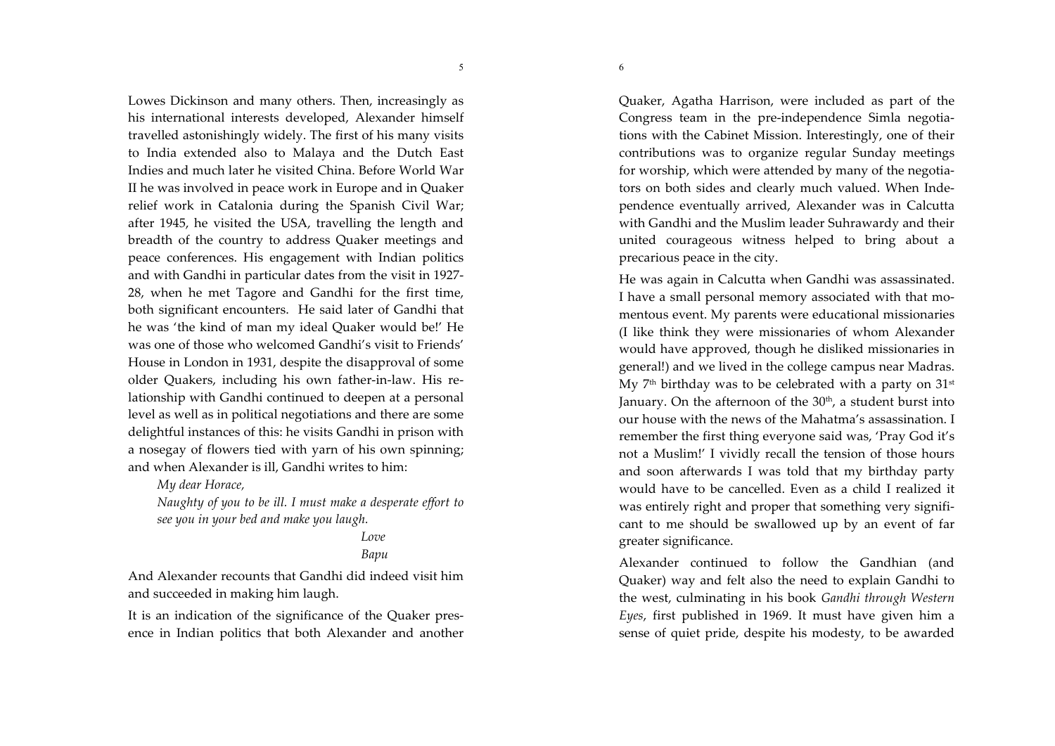Lowes Dickinson and many others. Then, increasingly as his international interests developed, Alexander himself travelled astonishingly widely. The first of his many visits to India extended also to Malaya and the Dutch East Indies and much later he visited China. Before World War II he was involved in peace work in Europe and in Quaker relief work in Catalonia during the Spanish Civil War; after 1945, he visited the USA, travelling the length and breadth of the country to address Quaker meetings and peace conferences. His engagement with Indian politics and with Gandhi in particular dates from the visit in 1927-28, when he met Tagore and Gandhi for the first time, both significant encounters. He said later of Gandhi that he was 'the kind of man my ideal Quaker would be!' He was one of those who welcomed Gandhi's visit to Friends' House in London in 1931, despite the disapproval of some older Quakers, including his own father-in-law. His relationship with Gandhi continued to deepen at a personal level as well as in political negotiations and there are some delightful instances of this: he visits Gandhi in prison with a nosegay of flowers tied with yarn of his own spinning; and when Alexander is ill, Gandhi writes to him:

> *My dear Horace,*
>
> *Naughty of you to be ill. I must make a desperate effort to see you in your bed and make you laugh.*
>
> *Love*
>
> *Bapu*

And Alexander recounts that Gandhi did indeed visit him and succeeded in making him laugh.

It is an indication of the significance of the Quaker presence in Indian politics that both Alexander and another Quaker, Agatha Harrison, were included as part of the Congress team in the pre-independence Simla negotiations with the Cabinet Mission. Interestingly, one of their contributions was to organize regular Sunday meetings for worship, which were attended by many of the negotiators on both sides and clearly much valued. When Independence eventually arrived, Alexander was in Calcutta with Gandhi and the Muslim leader Suhrawardy and their united courageous witness helped to bring about a precarious peace in the city.

He was again in Calcutta when Gandhi was assassinated. I have a small personal memory associated with that momentous event. My parents were educational missionaries (I like think they were missionaries of whom Alexander would have approved, though he disliked missionaries in general!) and we lived in the college campus near Madras. My 7th birthday was to be celebrated with a party on 31st January. On the afternoon of the 30th, a student burst into our house with the news of the Mahatma's assassination. I remember the first thing everyone said was, 'Pray God it's not a Muslim!' I vividly recall the tension of those hours and soon afterwards I was told that my birthday party would have to be cancelled. Even as a child I realized it was entirely right and proper that something very significant to me should be swallowed up by an event of far greater significance.

Alexander continued to follow the Gandhian (and Quaker) way and felt also the need to explain Gandhi to the west, culminating in his book *Gandhi through Western Eyes*, first published in 1969. It must have given him a sense of quiet pride, despite his modesty, to be awarded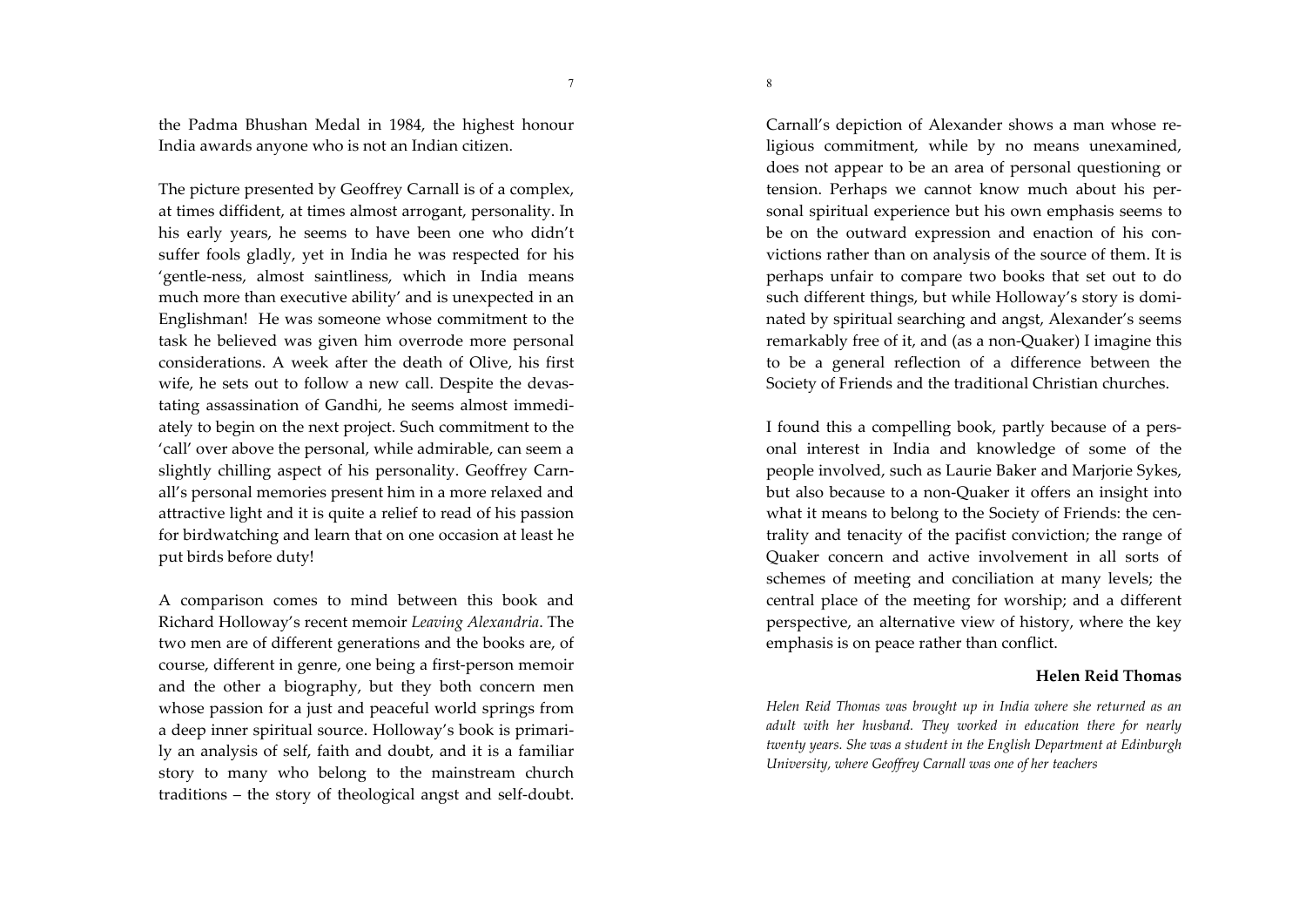the Padma Bhushan Medal in 1984, the highest honour India awards anyone who is not an Indian citizen.

The picture presented by Geoffrey Carnall is of a complex, at times diffident, at times almost arrogant, personality. In his early years, he seems to have been one who didn't suffer fools gladly, yet in India he was respected for his 'gentle-ness, almost saintliness, which in India means much more than executive ability' and is unexpected in an Englishman! He was someone whose commitment to the task he believed was given him overrode more personal considerations. A week after the death of Olive, his first wife, he sets out to follow a new call. Despite the devastating assassination of Gandhi, he seems almost immediately to begin on the next project. Such commitment to the 'call' over above the personal, while admirable, can seem a slightly chilling aspect of his personality. Geoffrey Carnall's personal memories present him in a more relaxed and attractive light and it is quite a relief to read of his passion for birdwatching and learn that on one occasion at least he put birds before duty!

A comparison comes to mind between this book and Richard Holloway's recent memoir *Leaving Alexandria*. The two men are of different generations and the books are, of course, different in genre, one being a first-person memoir and the other a biography, but they both concern men whose passion for a just and peaceful world springs from a deep inner spiritual source. Holloway's book is primarily an analysis of self, faith and doubt, and it is a familiar story to many who belong to the mainstream church traditions – the story of theological angst and self-doubt. Carnall's depiction of Alexander shows a man whose religious commitment, while by no means unexamined, does not appear to be an area of personal questioning or tension. Perhaps we cannot know much about his personal spiritual experience but his own emphasis seems to be on the outward expression and enaction of his convictions rather than on analysis of the source of them. It is perhaps unfair to compare two books that set out to do such different things, but while Holloway's story is dominated by spiritual searching and angst, Alexander's seems remarkably free of it, and (as a non-Quaker) I imagine this to be a general reflection of a difference between the Society of Friends and the traditional Christian churches.

I found this a compelling book, partly because of a personal interest in India and knowledge of some of the people involved, such as Laurie Baker and Marjorie Sykes, but also because to a non-Quaker it offers an insight into what it means to belong to the Society of Friends: the centrality and tenacity of the pacifist conviction; the range of Quaker concern and active involvement in all sorts of schemes of meeting and conciliation at many levels; the central place of the meeting for worship; and a different perspective, an alternative view of history, where the key emphasis is on peace rather than conflict.

**Helen Reid Thomas**

*Helen Reid Thomas was brought up in India where she returned as an adult with her husband. They worked in education there for nearly twenty years. She was a student in the English Department at Edinburgh University, where Geoffrey Carnall was one of her teachers*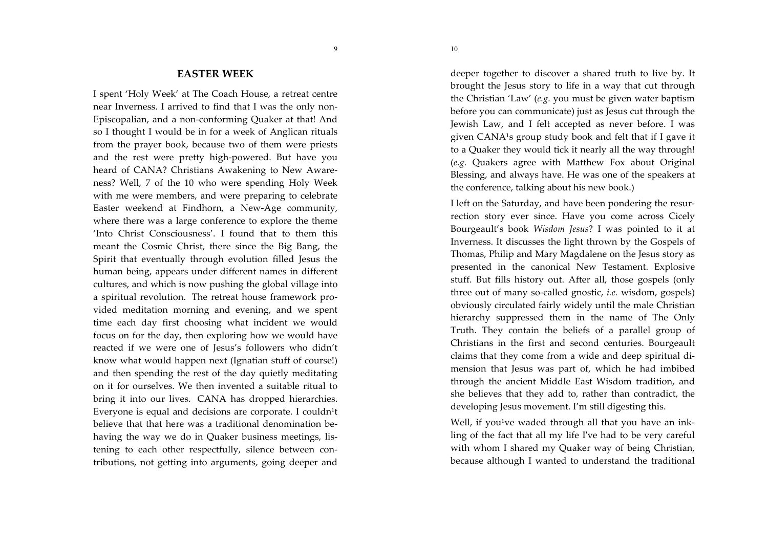## EASTER WEEK

I spent 'Holy Week' at The Coach House, a retreat centre near Inverness. I arrived to find that I was the only non-Episcopalian, and a non-conforming Quaker at that! And so I thought I would be in for a week of Anglican rituals from the prayer book, because two of them were priests and the rest were pretty high-powered. But have you heard of CANA? Christians Awakening to New Awareness? Well, 7 of the 10 who were spending Holy Week with me were members, and were preparing to celebrate Easter weekend at Findhorn, a New-Age community, where there was a large conference to explore the theme 'Into Christ Consciousness'. I found that to them this meant the Cosmic Christ, there since the Big Bang, the Spirit that eventually through evolution filled Jesus the human being, appears under different names in different cultures, and which is now pushing the global village into a spiritual revolution. The retreat house framework provided meditation morning and evening, and we spent time each day first choosing what incident we would focus on for the day, then exploring how we would have reacted if we were one of Jesus's followers who didn't know what would happen next (Ignatian stuff of course!) and then spending the rest of the day quietly meditating on it for ourselves. We then invented a suitable ritual to bring it into our lives. CANA has dropped hierarchies. Everyone is equal and decisions are corporate. I couldn¹t believe that that here was a traditional denomination behaving the way we do in Quaker business meetings, listening to each other respectfully, silence between contributions, not getting into arguments, going deeper and deeper together to discover a shared truth to live by. It brought the Jesus story to life in a way that cut through the Christian 'Law' (*e.g.* you must be given water baptism before you can communicate) just as Jesus cut through the Jewish Law, and I felt accepted as never before. I was given CANA¹s group study book and felt that if I gave it to a Quaker they would tick it nearly all the way through! (*e.g.* Quakers agree with Matthew Fox about Original Blessing, and always have. He was one of the speakers at the conference, talking about his new book.)

I left on the Saturday, and have been pondering the resurrection story ever since. Have you come across Cicely Bourgeault's book *Wisdom Jesus*? I was pointed to it at Inverness. It discusses the light thrown by the Gospels of Thomas, Philip and Mary Magdalene on the Jesus story as presented in the canonical New Testament. Explosive stuff. But fills history out. After all, those gospels (only three out of many so-called gnostic, *i.e.* wisdom, gospels) obviously circulated fairly widely until the male Christian hierarchy suppressed them in the name of The Only Truth. They contain the beliefs of a parallel group of Christians in the first and second centuries. Bourgeault claims that they come from a wide and deep spiritual dimension that Jesus was part of, which he had imbibed through the ancient Middle East Wisdom tradition, and she believes that they add to, rather than contradict, the developing Jesus movement. I'm still digesting this.

Well, if you¹ve waded through all that you have an inkling of the fact that all my life I've had to be very careful with whom I shared my Quaker way of being Christian, because although I wanted to understand the traditional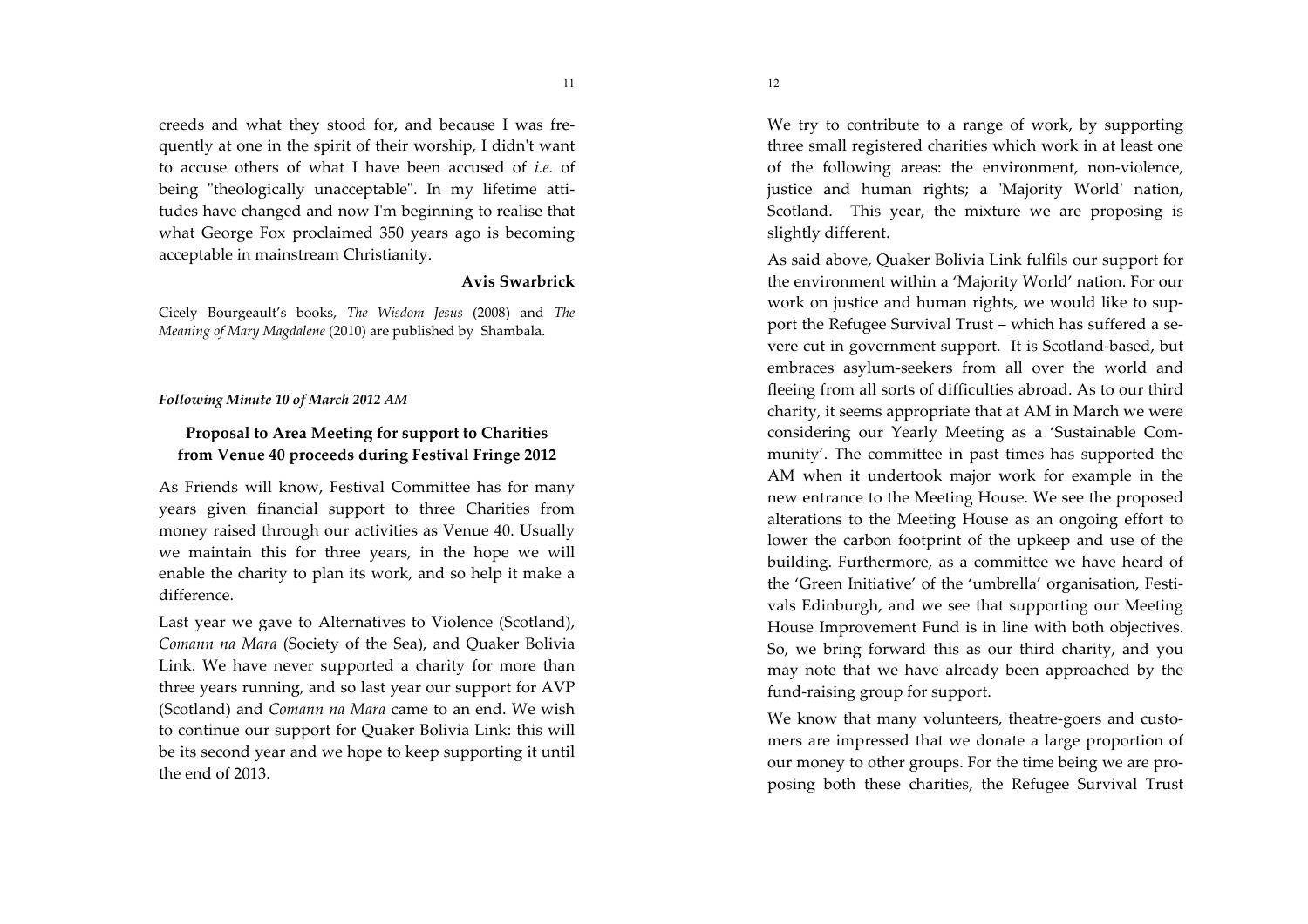creeds and what they stood for, and because I was frequently at one in the spirit of their worship, I didn't want to accuse others of what I have been accused of *i.e.* of being "theologically unacceptable". In my lifetime attitudes have changed and now I'm beginning to realise that what George Fox proclaimed 350 years ago is becoming acceptable in mainstream Christianity.

**Avis Swarbrick**

Cicely Bourgeault's books, *The Wisdom Jesus* (2008) and *The Meaning of Mary Magdalene* (2010) are published by Shambala.

***Following Minute 10 of March 2012 AM***

## Proposal to Area Meeting for support to Charities from Venue 40 proceeds during Festival Fringe 2012

As Friends will know, Festival Committee has for many years given financial support to three Charities from money raised through our activities as Venue 40. Usually we maintain this for three years, in the hope we will enable the charity to plan its work, and so help it make a difference.

Last year we gave to Alternatives to Violence (Scotland), *Comann na Mara* (Society of the Sea), and Quaker Bolivia Link. We have never supported a charity for more than three years running, and so last year our support for AVP (Scotland) and *Comann na Mara* came to an end. We wish to continue our support for Quaker Bolivia Link: this will be its second year and we hope to keep supporting it until the end of 2013.

We try to contribute to a range of work, by supporting three small registered charities which work in at least one of the following areas: the environment, non-violence, justice and human rights; a 'Majority World' nation, Scotland. This year, the mixture we are proposing is slightly different.

As said above, Quaker Bolivia Link fulfils our support for the environment within a 'Majority World' nation. For our work on justice and human rights, we would like to support the Refugee Survival Trust – which has suffered a severe cut in government support. It is Scotland-based, but embraces asylum-seekers from all over the world and fleeing from all sorts of difficulties abroad. As to our third charity, it seems appropriate that at AM in March we were considering our Yearly Meeting as a 'Sustainable Community'. The committee in past times has supported the AM when it undertook major work for example in the new entrance to the Meeting House. We see the proposed alterations to the Meeting House as an ongoing effort to lower the carbon footprint of the upkeep and use of the building. Furthermore, as a committee we have heard of the 'Green Initiative' of the 'umbrella' organisation, Festivals Edinburgh, and we see that supporting our Meeting House Improvement Fund is in line with both objectives. So, we bring forward this as our third charity, and you may note that we have already been approached by the fund-raising group for support.

We know that many volunteers, theatre-goers and customers are impressed that we donate a large proportion of our money to other groups. For the time being we are proposing both these charities, the Refugee Survival Trust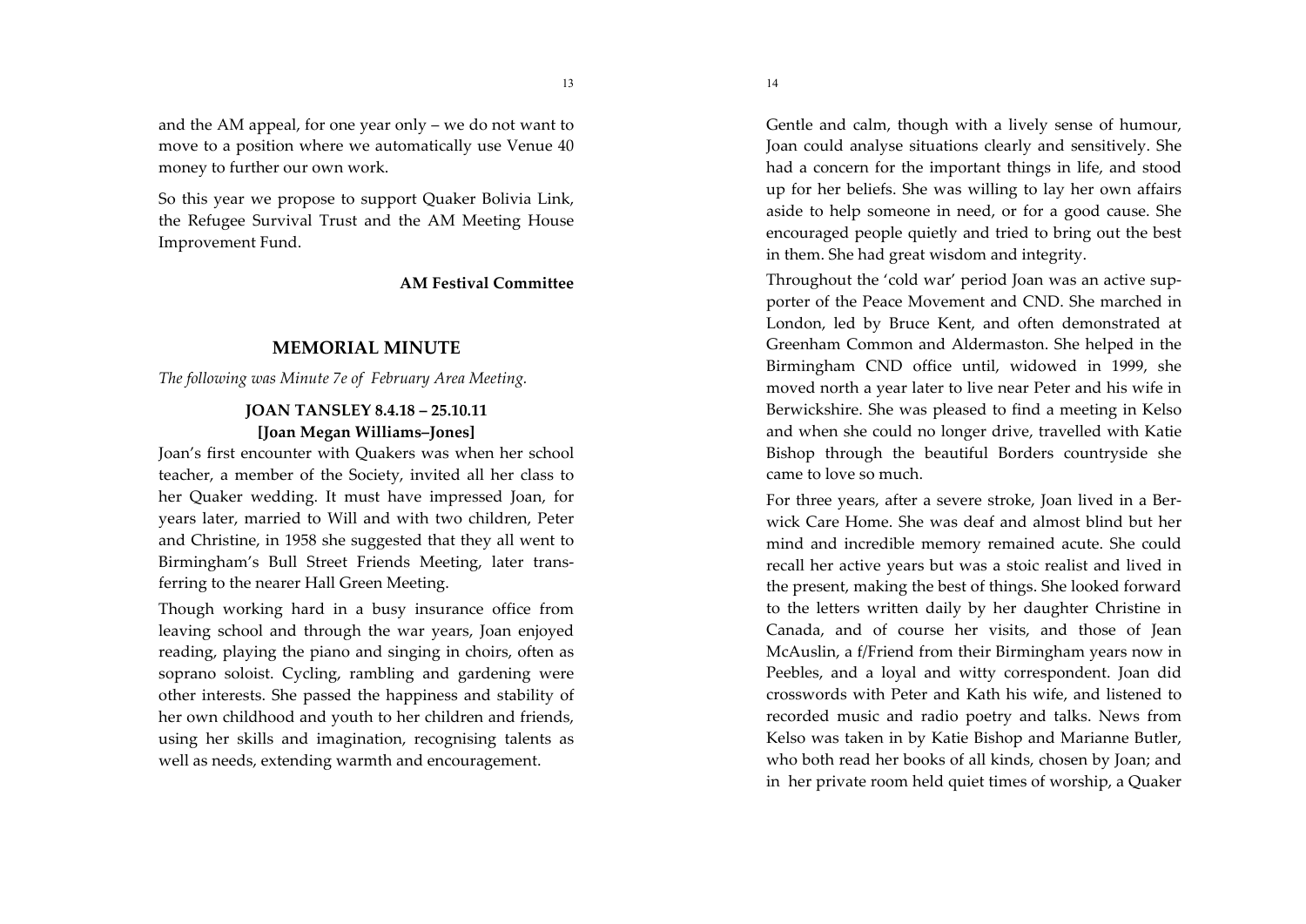and the AM appeal, for one year only – we do not want to move to a position where we automatically use Venue 40 money to further our own work.

So this year we propose to support Quaker Bolivia Link, the Refugee Survival Trust and the AM Meeting House Improvement Fund.

**AM Festival Committee**

## MEMORIAL MINUTE

*The following was Minute 7e of February Area Meeting.*

### JOAN TANSLEY 8.4.18 – 25.10.11
### [Joan Megan Williams–Jones]

Joan's first encounter with Quakers was when her school teacher, a member of the Society, invited all her class to her Quaker wedding. It must have impressed Joan, for years later, married to Will and with two children, Peter and Christine, in 1958 she suggested that they all went to Birmingham's Bull Street Friends Meeting, later transferring to the nearer Hall Green Meeting.

Though working hard in a busy insurance office from leaving school and through the war years, Joan enjoyed reading, playing the piano and singing in choirs, often as soprano soloist. Cycling, rambling and gardening were other interests. She passed the happiness and stability of her own childhood and youth to her children and friends, using her skills and imagination, recognising talents as well as needs, extending warmth and encouragement.

Gentle and calm, though with a lively sense of humour, Joan could analyse situations clearly and sensitively. She had a concern for the important things in life, and stood up for her beliefs. She was willing to lay her own affairs aside to help someone in need, or for a good cause. She encouraged people quietly and tried to bring out the best in them. She had great wisdom and integrity.

Throughout the 'cold war' period Joan was an active supporter of the Peace Movement and CND. She marched in London, led by Bruce Kent, and often demonstrated at Greenham Common and Aldermaston. She helped in the Birmingham CND office until, widowed in 1999, she moved north a year later to live near Peter and his wife in Berwickshire. She was pleased to find a meeting in Kelso and when she could no longer drive, travelled with Katie Bishop through the beautiful Borders countryside she came to love so much.

For three years, after a severe stroke, Joan lived in a Berwick Care Home. She was deaf and almost blind but her mind and incredible memory remained acute. She could recall her active years but was a stoic realist and lived in the present, making the best of things. She looked forward to the letters written daily by her daughter Christine in Canada, and of course her visits, and those of Jean McAuslin, a f/Friend from their Birmingham years now in Peebles, and a loyal and witty correspondent. Joan did crosswords with Peter and Kath his wife, and listened to recorded music and radio poetry and talks. News from Kelso was taken in by Katie Bishop and Marianne Butler, who both read her books of all kinds, chosen by Joan; and in her private room held quiet times of worship, a Quaker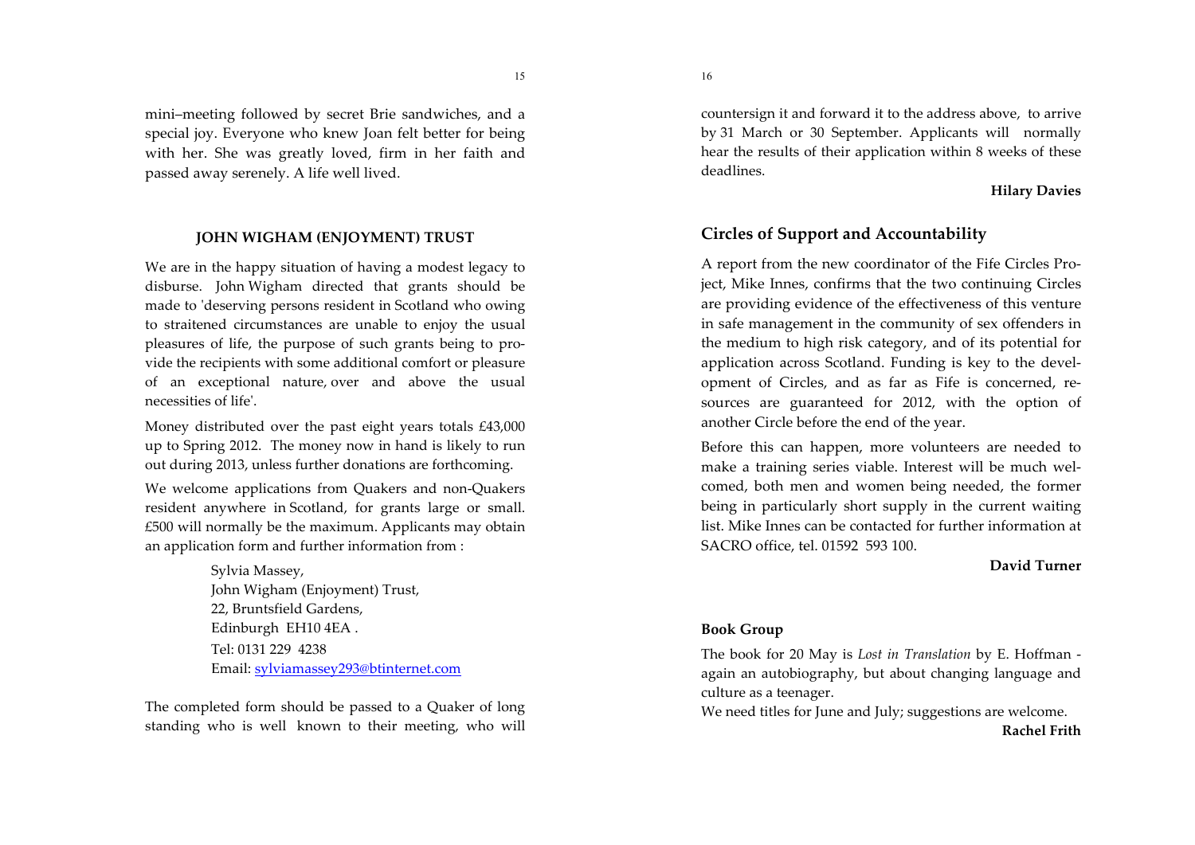mini–meeting followed by secret Brie sandwiches, and a special joy. Everyone who knew Joan felt better for being with her. She was greatly loved, firm in her faith and passed away serenely. A life well lived.

## JOHN WIGHAM (ENJOYMENT) TRUST

We are in the happy situation of having a modest legacy to disburse. John Wigham directed that grants should be made to 'deserving persons resident in Scotland who owing to straitened circumstances are unable to enjoy the usual pleasures of life, the purpose of such grants being to provide the recipients with some additional comfort or pleasure of an exceptional nature, over and above the usual necessities of life'.

Money distributed over the past eight years totals £43,000 up to Spring 2012. The money now in hand is likely to run out during 2013, unless further donations are forthcoming.

We welcome applications from Quakers and non-Quakers resident anywhere in Scotland, for grants large or small. £500 will normally be the maximum. Applicants may obtain an application form and further information from :

Sylvia Massey,
John Wigham (Enjoyment) Trust,
22, Bruntsfield Gardens,
Edinburgh EH10 4EA .
Tel: 0131 229 4238
Email: sylviamassey293@btinternet.com

The completed form should be passed to a Quaker of long standing who is well known to their meeting, who will countersign it and forward it to the address above, to arrive by 31 March or 30 September. Applicants will normally hear the results of their application within 8 weeks of these deadlines.

**Hilary Davies**

## Circles of Support and Accountability

A report from the new coordinator of the Fife Circles Project, Mike Innes, confirms that the two continuing Circles are providing evidence of the effectiveness of this venture in safe management in the community of sex offenders in the medium to high risk category, and of its potential for application across Scotland. Funding is key to the development of Circles, and as far as Fife is concerned, resources are guaranteed for 2012, with the option of another Circle before the end of the year.

Before this can happen, more volunteers are needed to make a training series viable. Interest will be much welcomed, both men and women being needed, the former being in particularly short supply in the current waiting list. Mike Innes can be contacted for further information at SACRO office, tel. 01592 593 100.

**David Turner**

### Book Group

The book for 20 May is *Lost in Translation* by E. Hoffman - again an autobiography, but about changing language and culture as a teenager.

We need titles for June and July; suggestions are welcome.

**Rachel Frith**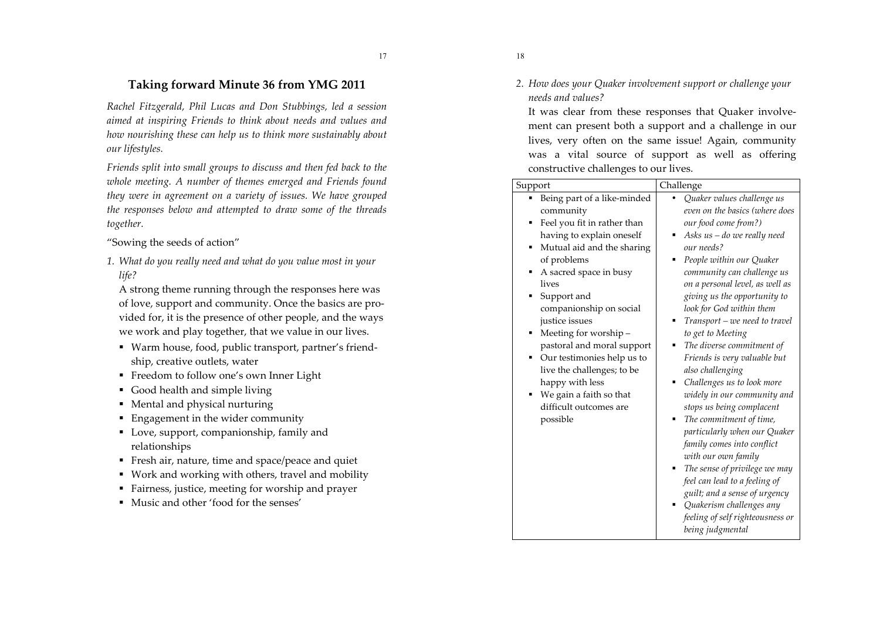## Taking forward Minute 36 from YMG 2011

*Rachel Fitzgerald, Phil Lucas and Don Stubbings, led a session aimed at inspiring Friends to think about needs and values and how nourishing these can help us to think more sustainably about our lifestyles.*

*Friends split into small groups to discuss and then fed back to the whole meeting. A number of themes emerged and Friends found they were in agreement on a variety of issues. We have grouped the responses below and attempted to draw some of the threads together.*

"Sowing the seeds of action"

1. *What do you really need and what do you value most in your life?*

   A strong theme running through the responses here was of love, support and community. Once the basics are provided for, it is the presence of other people, and the ways we work and play together, that we value in our lives.

   - Warm house, food, public transport, partner's friendship, creative outlets, water
   - Freedom to follow one's own Inner Light
   - Good health and simple living
   - Mental and physical nurturing
   - Engagement in the wider community
   - Love, support, companionship, family and relationships
   - Fresh air, nature, time and space/peace and quiet
   - Work and working with others, travel and mobility
   - Fairness, justice, meeting for worship and prayer
   - Music and other 'food for the senses'

2. *How does your Quaker involvement support or challenge your needs and values?*

   It was clear from these responses that Quaker involvement can present both a support and a challenge in our lives, very often on the same issue! Again, community was a vital source of support as well as offering constructive challenges to our lives.

| Support | Challenge |
|---|---|
| ▪ Being part of a like-minded community<br>▪ Feel you fit in rather than having to explain oneself<br>▪ Mutual aid and the sharing of problems<br>▪ A sacred space in busy lives<br>▪ Support and companionship on social justice issues<br>▪ Meeting for worship – pastoral and moral support<br>▪ Our testimonies help us to live the challenges; to be happy with less<br>▪ We gain a faith so that difficult outcomes are possible | • *Quaker values challenge us even on the basics (where does our food come from?)*<br>▪ *Asks us – do we really need our needs?*<br>▪ *People within our Quaker community can challenge us on a personal level, as well as giving us the opportunity to look for God within them*<br>▪ *Transport – we need to travel to get to Meeting*<br>▪ *The diverse commitment of Friends is very valuable but also challenging*<br>▪ *Challenges us to look more widely in our community and stops us being complacent*<br>▪ *The commitment of time, particularly when our Quaker family comes into conflict with our own family*<br>▪ *The sense of privilege we may feel can lead to a feeling of guilt; and a sense of urgency*<br>▪ *Quakerism challenges any feeling of self righteousness or being judgmental* |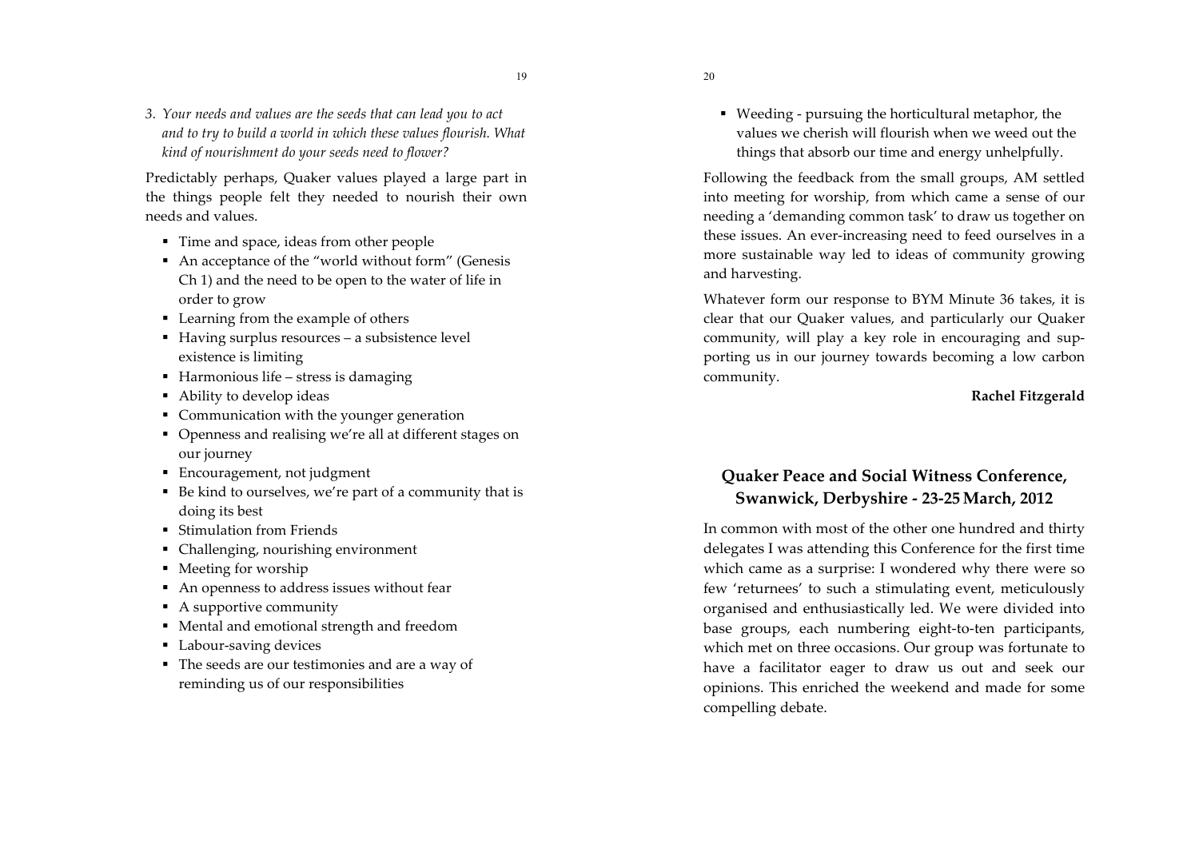*3. Your needs and values are the seeds that can lead you to act and to try to build a world in which these values flourish. What kind of nourishment do your seeds need to flower?*

Predictably perhaps, Quaker values played a large part in the things people felt they needed to nourish their own needs and values.

- Time and space, ideas from other people
- An acceptance of the "world without form" (Genesis Ch 1) and the need to be open to the water of life in order to grow
- Learning from the example of others
- Having surplus resources – a subsistence level existence is limiting
- Harmonious life – stress is damaging
- Ability to develop ideas
- Communication with the younger generation
- Openness and realising we're all at different stages on our journey
- Encouragement, not judgment
- Be kind to ourselves, we're part of a community that is doing its best
- Stimulation from Friends
- Challenging, nourishing environment
- Meeting for worship
- An openness to address issues without fear
- A supportive community
- Mental and emotional strength and freedom
- Labour-saving devices
- The seeds are our testimonies and are a way of reminding us of our responsibilities
- Weeding - pursuing the horticultural metaphor, the values we cherish will flourish when we weed out the things that absorb our time and energy unhelpfully.

Following the feedback from the small groups, AM settled into meeting for worship, from which came a sense of our needing a 'demanding common task' to draw us together on these issues. An ever-increasing need to feed ourselves in a more sustainable way led to ideas of community growing and harvesting.

Whatever form our response to BYM Minute 36 takes, it is clear that our Quaker values, and particularly our Quaker community, will play a key role in encouraging and supporting us in our journey towards becoming a low carbon community.

**Rachel Fitzgerald**

## Quaker Peace and Social Witness Conference, Swanwick, Derbyshire - 23-25 March, 2012

In common with most of the other one hundred and thirty delegates I was attending this Conference for the first time which came as a surprise: I wondered why there were so few 'returnees' to such a stimulating event, meticulously organised and enthusiastically led. We were divided into base groups, each numbering eight-to-ten participants, which met on three occasions. Our group was fortunate to have a facilitator eager to draw us out and seek our opinions. This enriched the weekend and made for some compelling debate.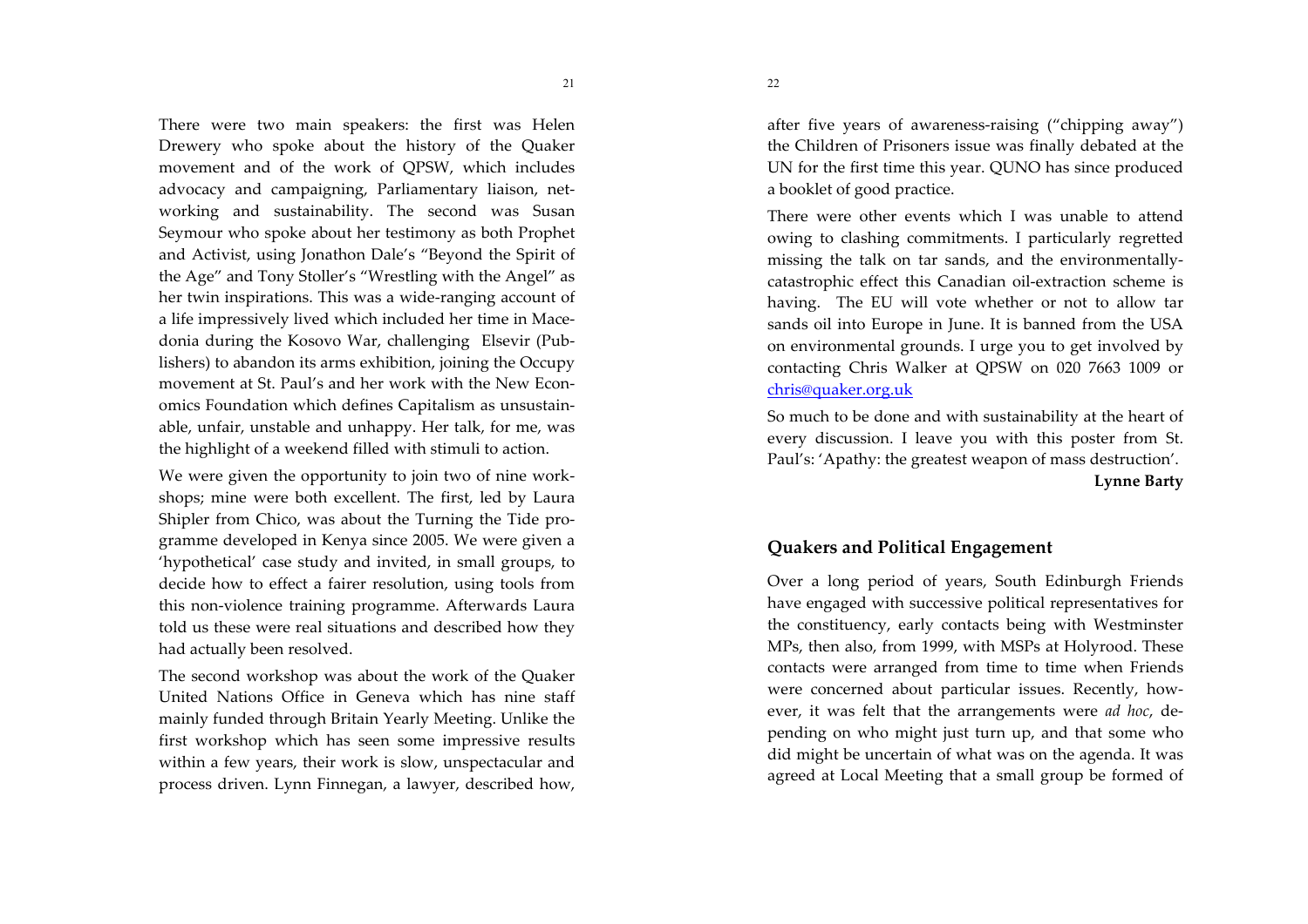There were two main speakers: the first was Helen Drewery who spoke about the history of the Quaker movement and of the work of QPSW, which includes advocacy and campaigning, Parliamentary liaison, networking and sustainability. The second was Susan Seymour who spoke about her testimony as both Prophet and Activist, using Jonathon Dale's "Beyond the Spirit of the Age" and Tony Stoller's "Wrestling with the Angel" as her twin inspirations. This was a wide-ranging account of a life impressively lived which included her time in Macedonia during the Kosovo War, challenging Elsevir (Publishers) to abandon its arms exhibition, joining the Occupy movement at St. Paul's and her work with the New Economics Foundation which defines Capitalism as unsustainable, unfair, unstable and unhappy. Her talk, for me, was the highlight of a weekend filled with stimuli to action.

We were given the opportunity to join two of nine workshops; mine were both excellent. The first, led by Laura Shipler from Chico, was about the Turning the Tide programme developed in Kenya since 2005. We were given a 'hypothetical' case study and invited, in small groups, to decide how to effect a fairer resolution, using tools from this non-violence training programme. Afterwards Laura told us these were real situations and described how they had actually been resolved.

The second workshop was about the work of the Quaker United Nations Office in Geneva which has nine staff mainly funded through Britain Yearly Meeting. Unlike the first workshop which has seen some impressive results within a few years, their work is slow, unspectacular and process driven. Lynn Finnegan, a lawyer, described how, after five years of awareness-raising ("chipping away") the Children of Prisoners issue was finally debated at the UN for the first time this year. QUNO has since produced a booklet of good practice.

There were other events which I was unable to attend owing to clashing commitments. I particularly regretted missing the talk on tar sands, and the environmentally-catastrophic effect this Canadian oil-extraction scheme is having. The EU will vote whether or not to allow tar sands oil into Europe in June. It is banned from the USA on environmental grounds. I urge you to get involved by contacting Chris Walker at QPSW on 020 7663 1009 or chris@quaker.org.uk

So much to be done and with sustainability at the heart of every discussion. I leave you with this poster from St. Paul's: 'Apathy: the greatest weapon of mass destruction'.

**Lynne Barty**

## Quakers and Political Engagement

Over a long period of years, South Edinburgh Friends have engaged with successive political representatives for the constituency, early contacts being with Westminster MPs, then also, from 1999, with MSPs at Holyrood. These contacts were arranged from time to time when Friends were concerned about particular issues. Recently, however, it was felt that the arrangements were *ad hoc*, depending on who might just turn up, and that some who did might be uncertain of what was on the agenda. It was agreed at Local Meeting that a small group be formed of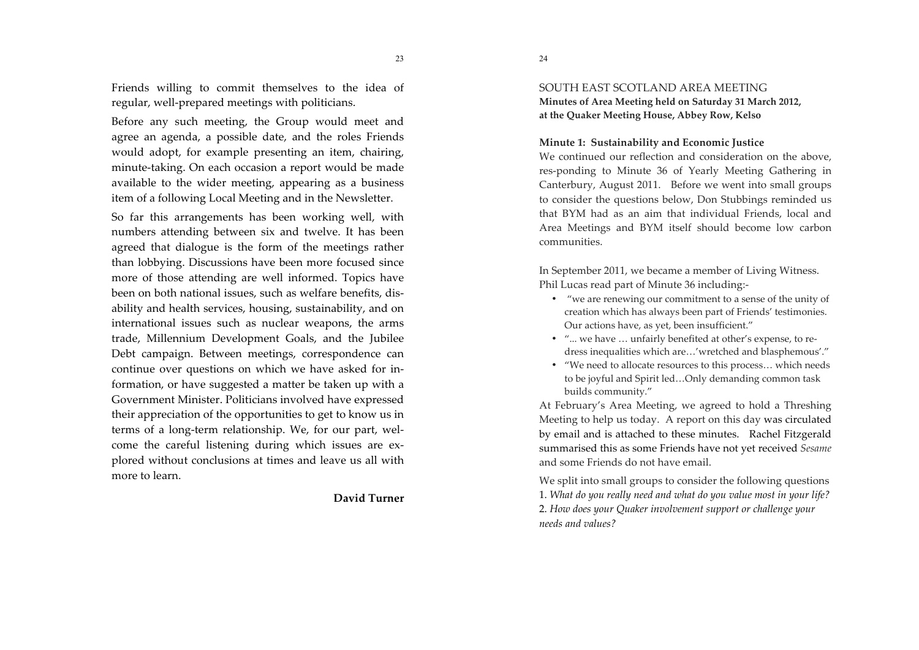Friends willing to commit themselves to the idea of regular, well-prepared meetings with politicians.

Before any such meeting, the Group would meet and agree an agenda, a possible date, and the roles Friends would adopt, for example presenting an item, chairing, minute-taking. On each occasion a report would be made available to the wider meeting, appearing as a business item of a following Local Meeting and in the Newsletter.

So far this arrangements has been working well, with numbers attending between six and twelve. It has been agreed that dialogue is the form of the meetings rather than lobbying. Discussions have been more focused since more of those attending are well informed. Topics have been on both national issues, such as welfare benefits, disability and health services, housing, sustainability, and on international issues such as nuclear weapons, the arms trade, Millennium Development Goals, and the Jubilee Debt campaign. Between meetings, correspondence can continue over questions on which we have asked for information, or have suggested a matter be taken up with a Government Minister. Politicians involved have expressed their appreciation of the opportunities to get to know us in terms of a long-term relationship. We, for our part, welcome the careful listening during which issues are explored without conclusions at times and leave us all with more to learn.

**David Turner**

## SOUTH EAST SCOTLAND AREA MEETING

**Minutes of Area Meeting held on Saturday 31 March 2012, at the Quaker Meeting House, Abbey Row, Kelso**

**Minute 1: Sustainability and Economic Justice**

We continued our reflection and consideration on the above, res-ponding to Minute 36 of Yearly Meeting Gathering in Canterbury, August 2011. Before we went into small groups to consider the questions below, Don Stubbings reminded us that BYM had as an aim that individual Friends, local and Area Meetings and BYM itself should become low carbon communities.

In September 2011, we became a member of Living Witness. Phil Lucas read part of Minute 36 including:-

- "we are renewing our commitment to a sense of the unity of creation which has always been part of Friends' testimonies. Our actions have, as yet, been insufficient."
- "... we have … unfairly benefited at other's expense, to redress inequalities which are…'wretched and blasphemous'."
- "We need to allocate resources to this process… which needs to be joyful and Spirit led…Only demanding common task builds community."

At February's Area Meeting, we agreed to hold a Threshing Meeting to help us today. A report on this day was circulated by email and is attached to these minutes. Rachel Fitzgerald summarised this as some Friends have not yet received *Sesame* and some Friends do not have email.

We split into small groups to consider the following questions

1. *What do you really need and what do you value most in your life?*
2. *How does your Quaker involvement support or challenge your needs and values?*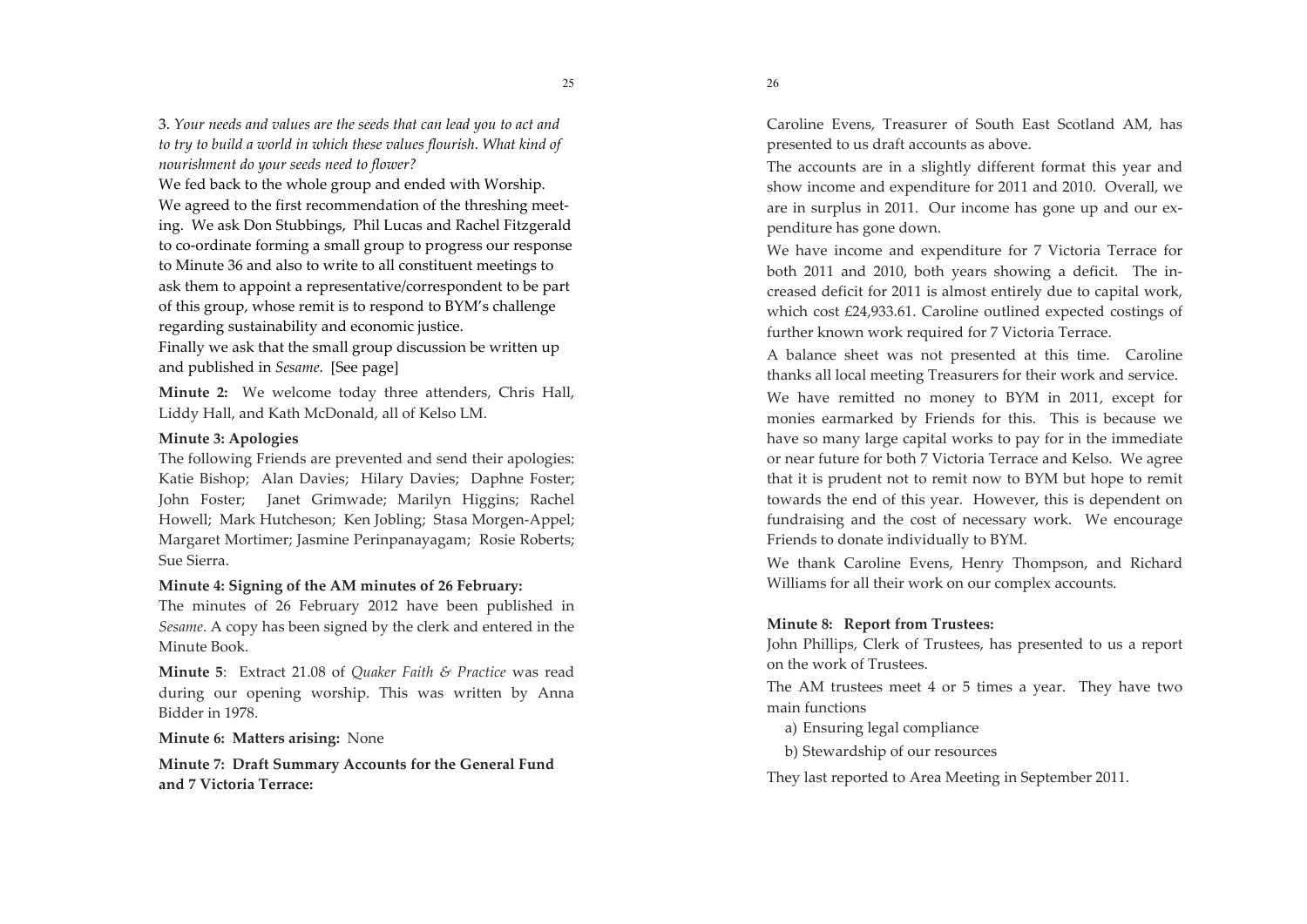3. *Your needs and values are the seeds that can lead you to act and to try to build a world in which these values flourish. What kind of nourishment do your seeds need to flower?*

We fed back to the whole group and ended with Worship.

We agreed to the first recommendation of the threshing meeting. We ask Don Stubbings, Phil Lucas and Rachel Fitzgerald to co-ordinate forming a small group to progress our response to Minute 36 and also to write to all constituent meetings to ask them to appoint a representative/correspondent to be part of this group, whose remit is to respond to BYM's challenge regarding sustainability and economic justice.

Finally we ask that the small group discussion be written up and published in *Sesame*. [See page]

**Minute 2:** We welcome today three attenders, Chris Hall, Liddy Hall, and Kath McDonald, all of Kelso LM.

**Minute 3: Apologies**

The following Friends are prevented and send their apologies: Katie Bishop; Alan Davies; Hilary Davies; Daphne Foster; John Foster; Janet Grimwade; Marilyn Higgins; Rachel Howell; Mark Hutcheson; Ken Jobling; Stasa Morgen-Appel; Margaret Mortimer; Jasmine Perinpanayagam; Rosie Roberts; Sue Sierra.

**Minute 4: Signing of the AM minutes of 26 February:**

The minutes of 26 February 2012 have been published in *Sesame*. A copy has been signed by the clerk and entered in the Minute Book.

**Minute 5**: Extract 21.08 of *Quaker Faith & Practice* was read during our opening worship. This was written by Anna Bidder in 1978.

**Minute 6: Matters arising:** None

**Minute 7: Draft Summary Accounts for the General Fund and 7 Victoria Terrace:**

Caroline Evens, Treasurer of South East Scotland AM, has presented to us draft accounts as above.

The accounts are in a slightly different format this year and show income and expenditure for 2011 and 2010. Overall, we are in surplus in 2011. Our income has gone up and our expenditure has gone down.

We have income and expenditure for 7 Victoria Terrace for both 2011 and 2010, both years showing a deficit. The increased deficit for 2011 is almost entirely due to capital work, which cost £24,933.61. Caroline outlined expected costings of further known work required for 7 Victoria Terrace.

A balance sheet was not presented at this time. Caroline thanks all local meeting Treasurers for their work and service.

We have remitted no money to BYM in 2011, except for monies earmarked by Friends for this. This is because we have so many large capital works to pay for in the immediate or near future for both 7 Victoria Terrace and Kelso. We agree that it is prudent not to remit now to BYM but hope to remit towards the end of this year. However, this is dependent on fundraising and the cost of necessary work. We encourage Friends to donate individually to BYM.

We thank Caroline Evens, Henry Thompson, and Richard Williams for all their work on our complex accounts.

**Minute 8: Report from Trustees:**

John Phillips, Clerk of Trustees, has presented to us a report on the work of Trustees.

The AM trustees meet 4 or 5 times a year. They have two main functions

a) Ensuring legal compliance

b) Stewardship of our resources

They last reported to Area Meeting in September 2011.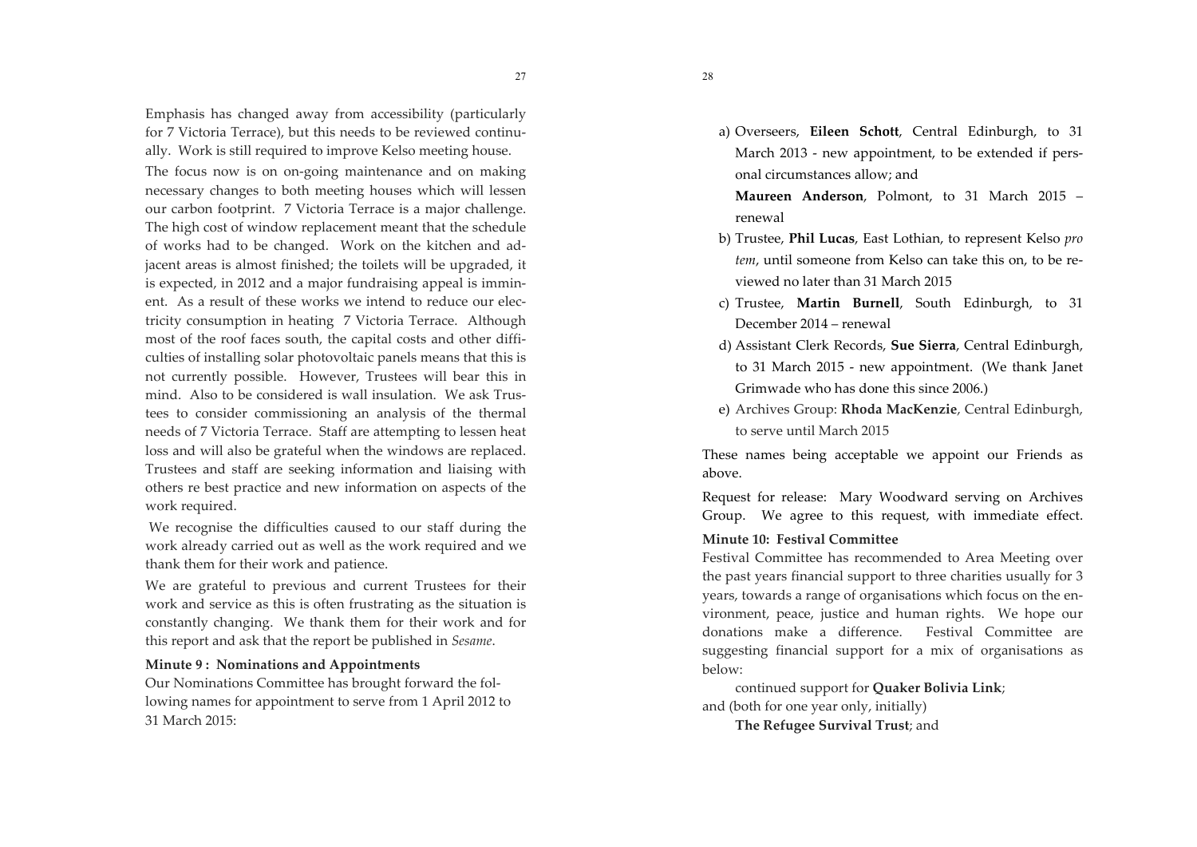Emphasis has changed away from accessibility (particularly for 7 Victoria Terrace), but this needs to be reviewed continually. Work is still required to improve Kelso meeting house.

The focus now is on on-going maintenance and on making necessary changes to both meeting houses which will lessen our carbon footprint. 7 Victoria Terrace is a major challenge. The high cost of window replacement meant that the schedule of works had to be changed. Work on the kitchen and adjacent areas is almost finished; the toilets will be upgraded, it is expected, in 2012 and a major fundraising appeal is imminent. As a result of these works we intend to reduce our electricity consumption in heating 7 Victoria Terrace. Although most of the roof faces south, the capital costs and other difficulties of installing solar photovoltaic panels means that this is not currently possible. However, Trustees will bear this in mind. Also to be considered is wall insulation. We ask Trustees to consider commissioning an analysis of the thermal needs of 7 Victoria Terrace. Staff are attempting to lessen heat loss and will also be grateful when the windows are replaced. Trustees and staff are seeking information and liaising with others re best practice and new information on aspects of the work required.

We recognise the difficulties caused to our staff during the work already carried out as well as the work required and we thank them for their work and patience.

We are grateful to previous and current Trustees for their work and service as this is often frustrating as the situation is constantly changing. We thank them for their work and for this report and ask that the report be published in *Sesame*.

**Minute 9 : Nominations and Appointments**

Our Nominations Committee has brought forward the following names for appointment to serve from 1 April 2012 to 31 March 2015:

a) Overseers, **Eileen Schott**, Central Edinburgh, to 31 March 2013 - new appointment, to be extended if personal circumstances allow; and

   **Maureen Anderson**, Polmont, to 31 March 2015 – renewal

b) Trustee, **Phil Lucas**, East Lothian, to represent Kelso *pro tem*, until someone from Kelso can take this on, to be reviewed no later than 31 March 2015

c) Trustee, **Martin Burnell**, South Edinburgh, to 31 December 2014 – renewal

d) Assistant Clerk Records, **Sue Sierra**, Central Edinburgh, to 31 March 2015 - new appointment. (We thank Janet Grimwade who has done this since 2006.)

e) Archives Group: **Rhoda MacKenzie**, Central Edinburgh, to serve until March 2015

These names being acceptable we appoint our Friends as above.

Request for release: Mary Woodward serving on Archives Group. We agree to this request, with immediate effect.

**Minute 10: Festival Committee**

Festival Committee has recommended to Area Meeting over the past years financial support to three charities usually for 3 years, towards a range of organisations which focus on the environment, peace, justice and human rights. We hope our donations make a difference. Festival Committee are suggesting financial support for a mix of organisations as below:

continued support for **Quaker Bolivia Link**;

and (both for one year only, initially)

**The Refugee Survival Trust**; and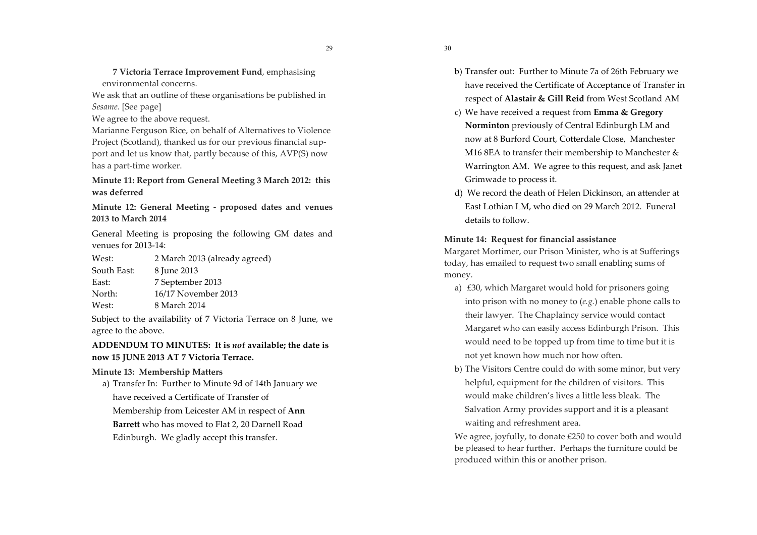**7 Victoria Terrace Improvement Fund**, emphasising environmental concerns.

We ask that an outline of these organisations be published in *Sesame*. [See page]

We agree to the above request.

Marianne Ferguson Rice, on behalf of Alternatives to Violence Project (Scotland), thanked us for our previous financial support and let us know that, partly because of this, AVP(S) now has a part-time worker.

**Minute 11: Report from General Meeting 3 March 2012: this was deferred**

**Minute 12: General Meeting - proposed dates and venues 2013 to March 2014**

General Meeting is proposing the following GM dates and venues for 2013-14:

| | |
|---|---|
| West: | 2 March 2013 (already agreed) |
| South East: | 8 June 2013 |
| East: | 7 September 2013 |
| North: | 16/17 November 2013 |
| West: | 8 March 2014 |

Subject to the availability of 7 Victoria Terrace on 8 June, we agree to the above.

**ADDENDUM TO MINUTES: It is *not* available; the date is now 15 JUNE 2013 AT 7 Victoria Terrace.**

**Minute 13: Membership Matters**

a) Transfer In: Further to Minute 9d of 14th January we have received a Certificate of Transfer of Membership from Leicester AM in respect of **Ann Barrett** who has moved to Flat 2, 20 Darnell Road Edinburgh. We gladly accept this transfer.

b) Transfer out: Further to Minute 7a of 26th February we have received the Certificate of Acceptance of Transfer in respect of **Alastair & Gill Reid** from West Scotland AM

c) We have received a request from **Emma & Gregory Norminton** previously of Central Edinburgh LM and now at 8 Burford Court, Cotterdale Close, Manchester M16 8EA to transfer their membership to Manchester & Warrington AM. We agree to this request, and ask Janet Grimwade to process it.

d) We record the death of Helen Dickinson, an attender at East Lothian LM, who died on 29 March 2012. Funeral details to follow.

**Minute 14: Request for financial assistance**

Margaret Mortimer, our Prison Minister, who is at Sufferings today, has emailed to request two small enabling sums of money.

a) £30, which Margaret would hold for prisoners going into prison with no money to (*e.g.*) enable phone calls to their lawyer. The Chaplaincy service would contact Margaret who can easily access Edinburgh Prison. This would need to be topped up from time to time but it is not yet known how much nor how often.

b) The Visitors Centre could do with some minor, but very helpful, equipment for the children of visitors. This would make children's lives a little less bleak. The Salvation Army provides support and it is a pleasant waiting and refreshment area.

We agree, joyfully, to donate £250 to cover both and would be pleased to hear further. Perhaps the furniture could be produced within this or another prison.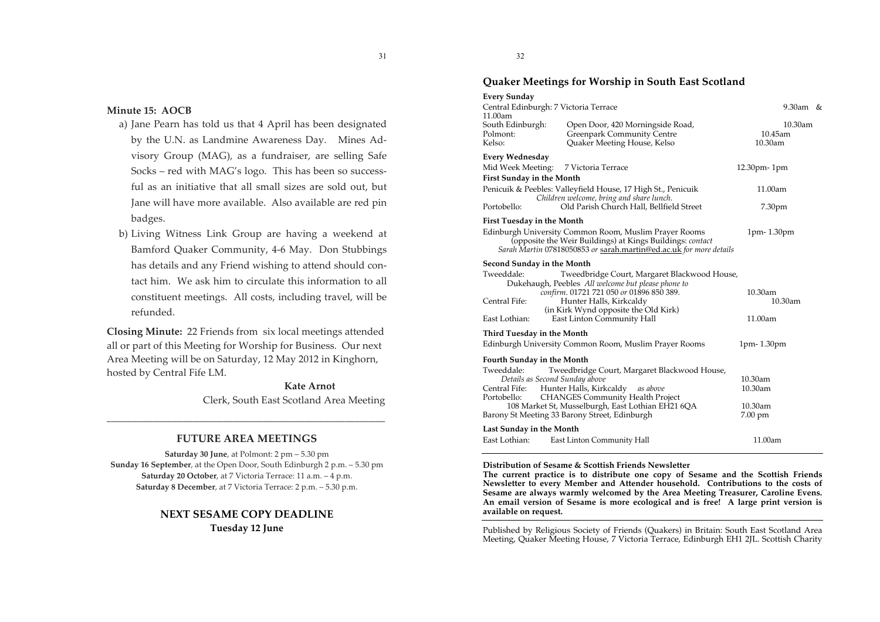**Minute 15: AOCB**

a) Jane Pearn has told us that 4 April has been designated by the U.N. as Landmine Awareness Day. Mines Advisory Group (MAG), as a fundraiser, are selling Safe Socks – red with MAG's logo. This has been so successful as an initiative that all small sizes are sold out, but Jane will have more available. Also available are red pin badges.

b) Living Witness Link Group are having a weekend at Bamford Quaker Community, 4-6 May. Don Stubbings has details and any Friend wishing to attend should contact him. We ask him to circulate this information to all constituent meetings. All costs, including travel, will be refunded.

**Closing Minute:** 22 Friends from six local meetings attended all or part of this Meeting for Worship for Business. Our next Area Meeting will be on Saturday, 12 May 2012 in Kinghorn, hosted by Central Fife LM.

**Kate Arnot**
Clerk, South East Scotland Area Meeting

---

## FUTURE AREA MEETINGS

**Saturday 30 June**, at Polmont: 2 pm – 5.30 pm
**Sunday 16 September**, at the Open Door, South Edinburgh 2 p.m. – 5.30 pm
**Saturday 20 October**, at 7 Victoria Terrace: 11 a.m. – 4 p.m.
**Saturday 8 December**, at 7 Victoria Terrace: 2 p.m. – 5.30 p.m.

## NEXT SESAME COPY DEADLINE

**Tuesday 12 June**

## Quaker Meetings for Worship in South East Scotland

**Every Sunday**

| | | |
|---|---|---|
| Central Edinburgh: | 7 Victoria Terrace | 9.30am & 11.00am |
| South Edinburgh: | Open Door, 420 Morningside Road, | 10.30am |
| Polmont: | Greenpark Community Centre | 10.45am |
| Kelso: | Quaker Meeting House, Kelso | 10.30am |

**Every Wednesday**

| | | |
|---|---|---|
| Mid Week Meeting: | 7 Victoria Terrace | 12.30pm- 1pm |

**First Sunday in the Month**

| | | |
|---|---|---|
| Penicuik & Peebles: | Valleyfield House, 17 High St., Penicuik *Children welcome, bring and share lunch.* | 11.00am |
| Portobello: | Old Parish Church Hall, Bellfield Street | 7.30pm |

**First Tuesday in the Month**

Edinburgh University Common Room, Muslim Prayer Rooms (opposite the Weir Buildings) at Kings Buildings: *contact Sarah Martin* 07818050853 *or* sarah.martin@ed.ac.uk *for more details* — 1pm- 1.30pm

**Second Sunday in the Month**

| | | |
|---|---|---|
| Tweeddale: | Tweedbridge Court, Margaret Blackwood House, Dukehaugh, Peebles *All welcome but please phone to confirm.* 01721 721 050 *or* 01896 850 389. | 10.30am |
| Central Fife: | Hunter Halls, Kirkcaldy (in Kirk Wynd opposite the Old Kirk) | 10.30am |
| East Lothian: | East Linton Community Hall | 11.00am |

**Third Tuesday in the Month**

Edinburgh University Common Room, Muslim Prayer Rooms — 1pm- 1.30pm

**Fourth Sunday in the Month**

| | | |
|---|---|---|
| Tweeddale: | Tweedbridge Court, Margaret Blackwood House, *Details as Second Sunday above* | 10.30am |
| Central Fife: | Hunter Halls, Kirkcaldy *as above* | 10.30am |
| Portobello: | CHANGES Community Health Project 108 Market St, Musselburgh, East Lothian EH21 6QA | 10.30am |
| Barony St Meeting | 33 Barony Street, Edinburgh | 7.00 pm |

**Last Sunday in the Month**

| | | |
|---|---|---|
| East Lothian: | East Linton Community Hall | 11.00am |

---

**Distribution of Sesame & Scottish Friends Newsletter**
**The current practice is to distribute one copy of Sesame and the Scottish Friends Newsletter to every Member and Attender household. Contributions to the costs of Sesame are always warmly welcomed by the Area Meeting Treasurer, Caroline Evens. An email version of Sesame is more ecological and is free! A large print version is available on request.**

---

Published by Religious Society of Friends (Quakers) in Britain: South East Scotland Area Meeting, Quaker Meeting House, 7 Victoria Terrace, Edinburgh EH1 2JL. Scottish Charity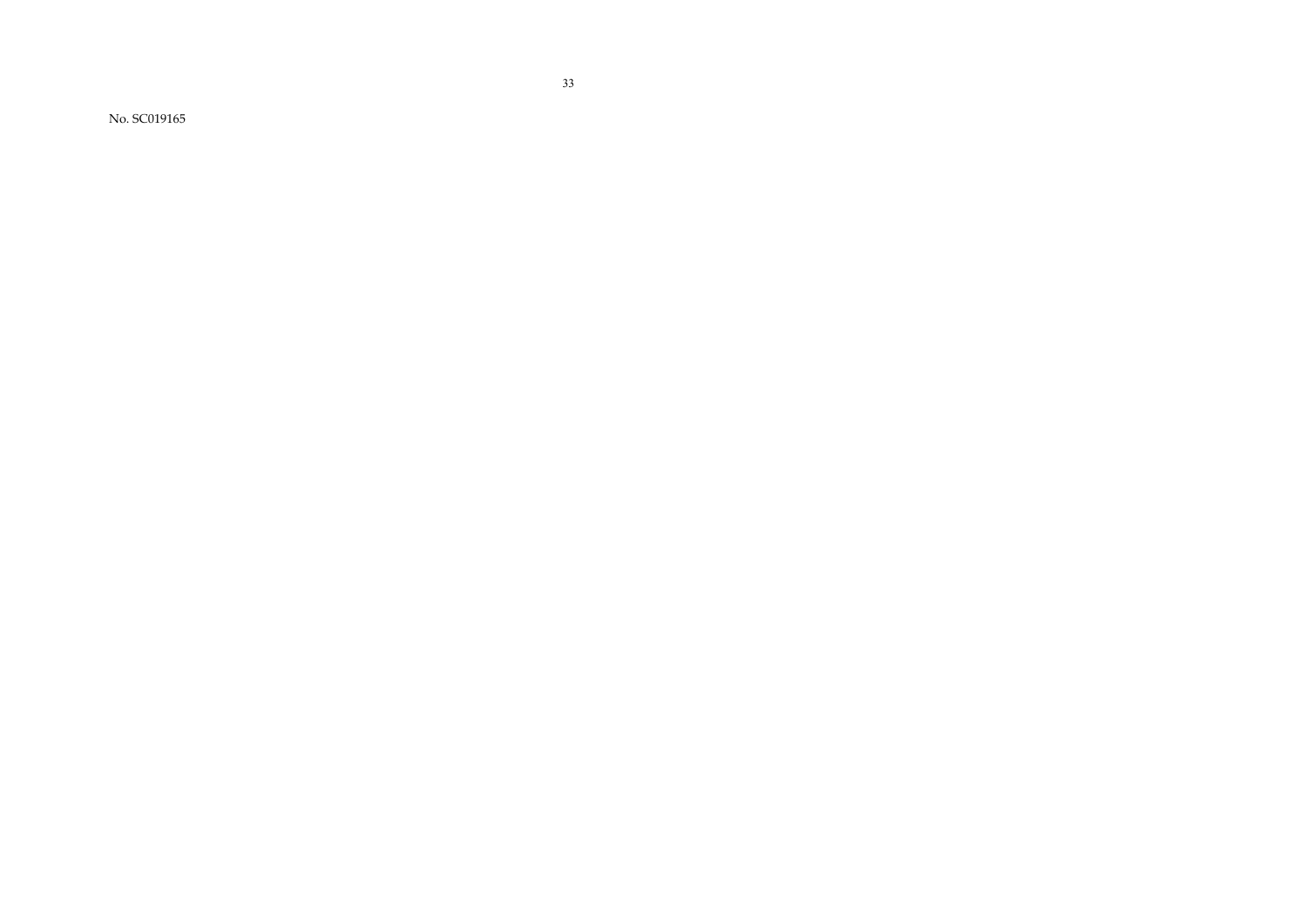No. SC019165